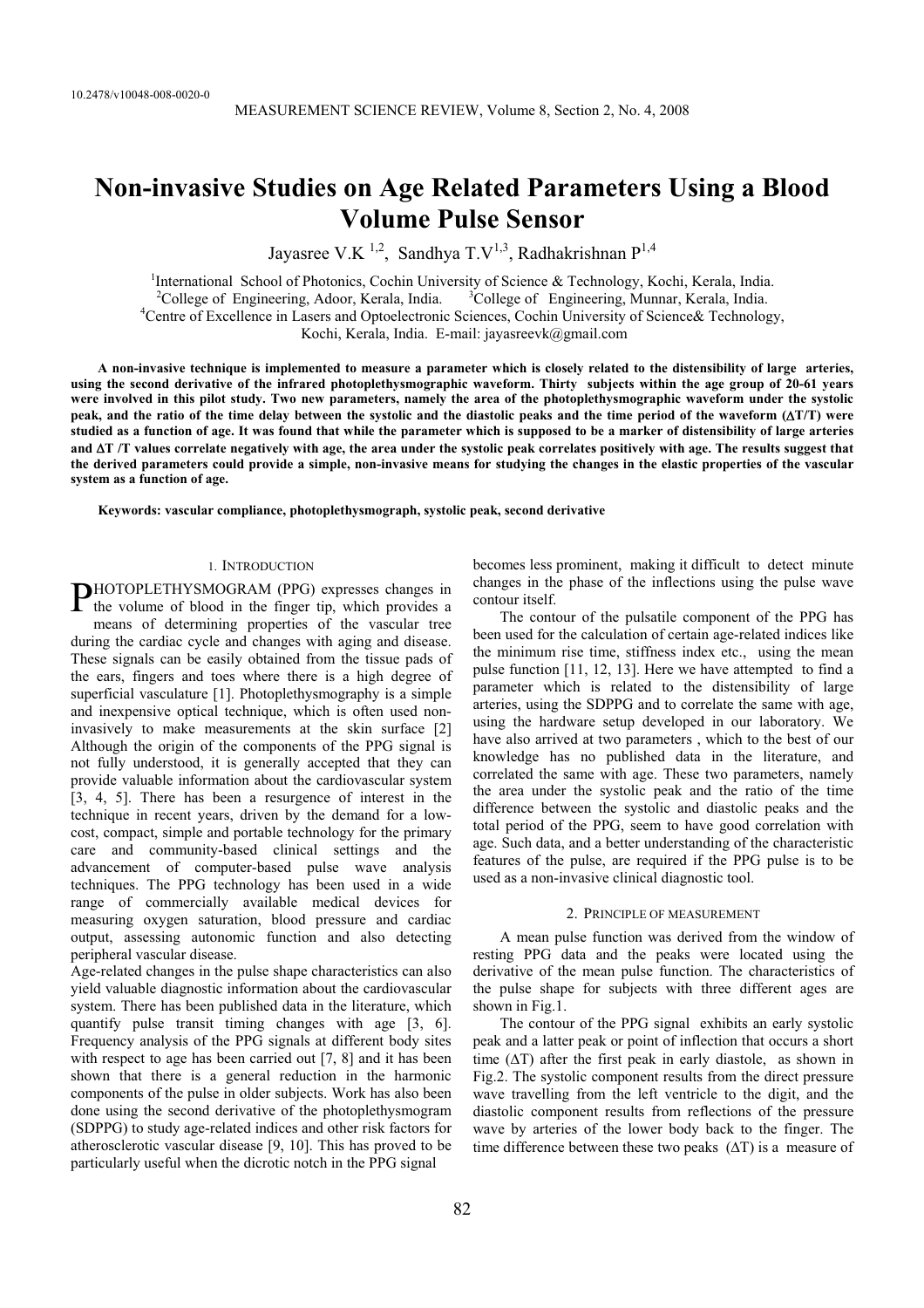10.2478/v10048-008-0020-0

# Non-invasive Studies on Age Related Parameters Using a Blood Volume Pulse Sensor

Jayasree V.K [1,2], Sandhya T.V[1,3], Radhakrishnan P[1,4]

[1]International School of Photonics, Cochin University of Science & Technology, Kochi, Kerala, India.
[2]College of Engineering, Adoor, Kerala, India. [3]College of Engineering, Munnar, Kerala, India.
[4]Centre of Excellence in Lasers and Optoelectronic Sciences, Cochin University of Science& Technology, Kochi, Kerala, India. E-mail: jayasreevk@gmail.com

**A non-invasive technique is implemented to measure a parameter which is closely related to the distensibility of large arteries, using the second derivative of the infrared photoplethysmographic waveform. Thirty subjects within the age group of 20-61 years were involved in this pilot study. Two new parameters, namely the area of the photoplethysmographic waveform under the systolic peak, and the ratio of the time delay between the systolic and the diastolic peaks and the time period of the waveform ($\Delta$T/T) were studied as a function of age. It was found that while the parameter which is supposed to be a marker of distensibility of large arteries and $\Delta$T /T values correlate negatively with age, the area under the systolic peak correlates positively with age. The results suggest that the derived parameters could provide a simple, non-invasive means for studying the changes in the elastic properties of the vascular system as a function of age.**

**Keywords: vascular compliance, photoplethysmograph, systolic peak, second derivative**

## 1. Introduction

PHOTOPLETHYSMOGRAM (PPG) expresses changes in the volume of blood in the finger tip, which provides a means of determining properties of the vascular tree during the cardiac cycle and changes with aging and disease. These signals can be easily obtained from the tissue pads of the ears, fingers and toes where there is a high degree of superficial vasculature [1]. Photoplethysmography is a simple and inexpensive optical technique, which is often used non-invasively to make measurements at the skin surface [2] Although the origin of the components of the PPG signal is not fully understood, it is generally accepted that they can provide valuable information about the cardiovascular system [3, 4, 5]. There has been a resurgence of interest in the technique in recent years, driven by the demand for a low-cost, compact, simple and portable technology for the primary care and community-based clinical settings and the advancement of computer-based pulse wave analysis techniques. The PPG technology has been used in a wide range of commercially available medical devices for measuring oxygen saturation, blood pressure and cardiac output, assessing autonomic function and also detecting peripheral vascular disease.

Age-related changes in the pulse shape characteristics can also yield valuable diagnostic information about the cardiovascular system. There has been published data in the literature, which quantify pulse transit timing changes with age [3, 6]. Frequency analysis of the PPG signals at different body sites with respect to age has been carried out [7, 8] and it has been shown that there is a general reduction in the harmonic components of the pulse in older subjects. Work has also been done using the second derivative of the photoplethysmogram (SDPPG) to study age-related indices and other risk factors for atherosclerotic vascular disease [9, 10]. This has proved to be particularly useful when the dicrotic notch in the PPG signal becomes less prominent, making it difficult to detect minute changes in the phase of the inflections using the pulse wave contour itself.

The contour of the pulsatile component of the PPG has been used for the calculation of certain age-related indices like the minimum rise time, stiffness index etc., using the mean pulse function [11, 12, 13]. Here we have attempted to find a parameter which is related to the distensibility of large arteries, using the SDPPG and to correlate the same with age, using the hardware setup developed in our laboratory. We have also arrived at two parameters , which to the best of our knowledge has no published data in the literature, and correlated the same with age. These two parameters, namely the area under the systolic peak and the ratio of the time difference between the systolic and diastolic peaks and the total period of the PPG, seem to have good correlation with age. Such data, and a better understanding of the characteristic features of the pulse, are required if the PPG pulse is to be used as a non-invasive clinical diagnostic tool.

## 2. Principle of measurement

A mean pulse function was derived from the window of resting PPG data and the peaks were located using the derivative of the mean pulse function. The characteristics of the pulse shape for subjects with three different ages are shown in Fig.1.

The contour of the PPG signal exhibits an early systolic peak and a latter peak or point of inflection that occurs a short time ($\Delta$T) after the first peak in early diastole, as shown in Fig.2. The systolic component results from the direct pressure wave travelling from the left ventricle to the digit, and the diastolic component results from reflections of the pressure wave by arteries of the lower body back to the finger. The time difference between these two peaks ($\Delta$T) is a measure of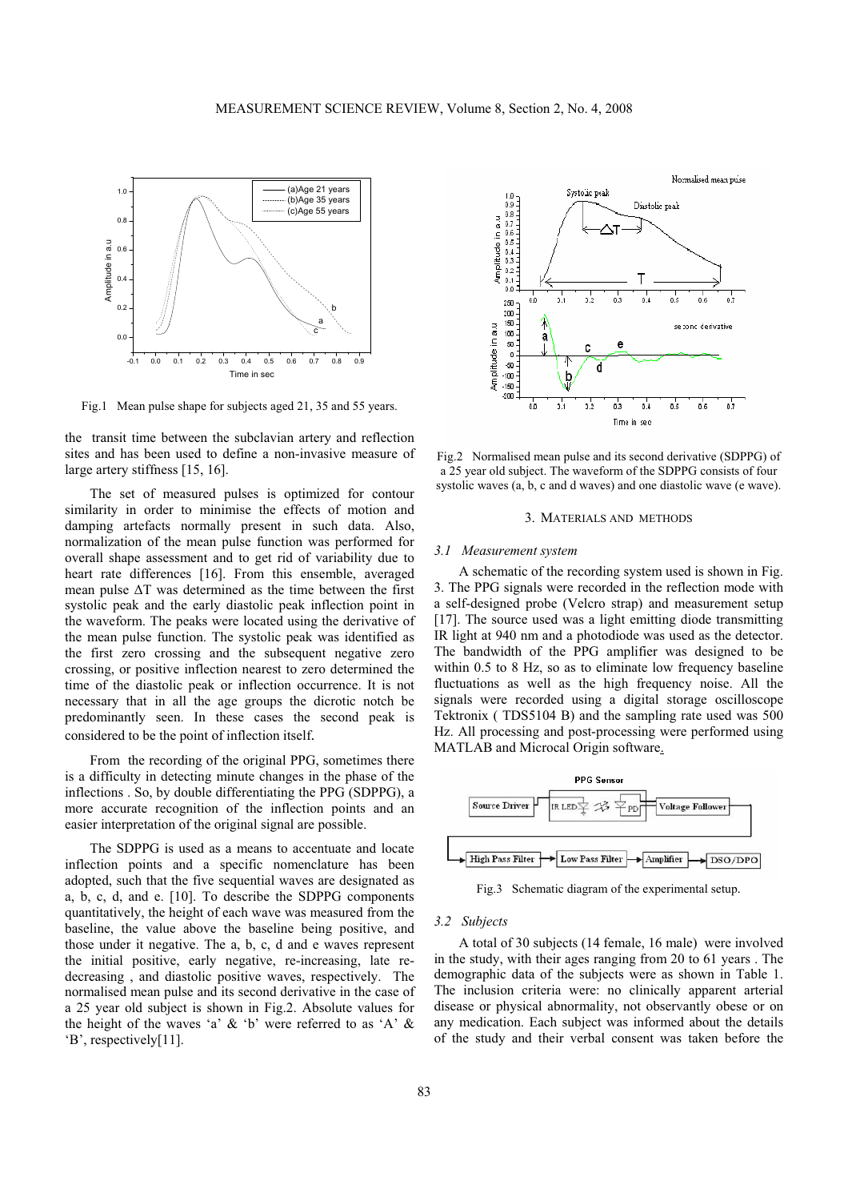Fig.1 Mean pulse shape for subjects aged 21, 35 and 55 years.

the transit time between the subclavian artery and reflection sites and has been used to define a non-invasive measure of large artery stiffness [15, 16].

The set of measured pulses is optimized for contour similarity in order to minimise the effects of motion and damping artefacts normally present in such data. Also, normalization of the mean pulse function was performed for overall shape assessment and to get rid of variability due to heart rate differences [16]. From this ensemble, averaged mean pulse ΔT was determined as the time between the first systolic peak and the early diastolic peak inflection point in the waveform. The peaks were located using the derivative of the mean pulse function. The systolic peak was identified as the first zero crossing and the subsequent negative zero crossing, or positive inflection nearest to zero determined the time of the diastolic peak or inflection occurrence. It is not necessary that in all the age groups the dicrotic notch be predominantly seen. In these cases the second peak is considered to be the point of inflection itself.

From the recording of the original PPG, sometimes there is a difficulty in detecting minute changes in the phase of the inflections . So, by double differentiating the PPG (SDPPG), a more accurate recognition of the inflection points and an easier interpretation of the original signal are possible.

The SDPPG is used as a means to accentuate and locate inflection points and a specific nomenclature has been adopted, such that the five sequential waves are designated as a, b, c, d, and e. [10]. To describe the SDPPG components quantitatively, the height of each wave was measured from the baseline, the value above the baseline being positive, and those under it negative. The a, b, c, d and e waves represent the initial positive, early negative, re-increasing, late re-decreasing , and diastolic positive waves, respectively. The normalised mean pulse and its second derivative in the case of a 25 year old subject is shown in Fig.2. Absolute values for the height of the waves 'a' & 'b' were referred to as 'A' & 'B', respectively[11].

Fig.2 Normalised mean pulse and its second derivative (SDPPG) of a 25 year old subject. The waveform of the SDPPG consists of four systolic waves (a, b, c and d waves) and one diastolic wave (e wave).

## 3. Materials and methods

### 3.1 Measurement system

A schematic of the recording system used is shown in Fig. 3. The PPG signals were recorded in the reflection mode with a self-designed probe (Velcro strap) and measurement setup [17]. The source used was a light emitting diode transmitting IR light at 940 nm and a photodiode was used as the detector. The bandwidth of the PPG amplifier was designed to be within 0.5 to 8 Hz, so as to eliminate low frequency baseline fluctuations as well as the high frequency noise. All the signals were recorded using a digital storage oscilloscope Tektronix ( TDS5104 B) and the sampling rate used was 500 Hz. All processing and post-processing were performed using MATLAB and Microcal Origin software.

Fig.3 Schematic diagram of the experimental setup.

### 3.2 Subjects

A total of 30 subjects (14 female, 16 male) were involved in the study, with their ages ranging from 20 to 61 years . The demographic data of the subjects were as shown in Table 1. The inclusion criteria were: no clinically apparent arterial disease or physical abnormality, not observantly obese or on any medication. Each subject was informed about the details of the study and their verbal consent was taken before the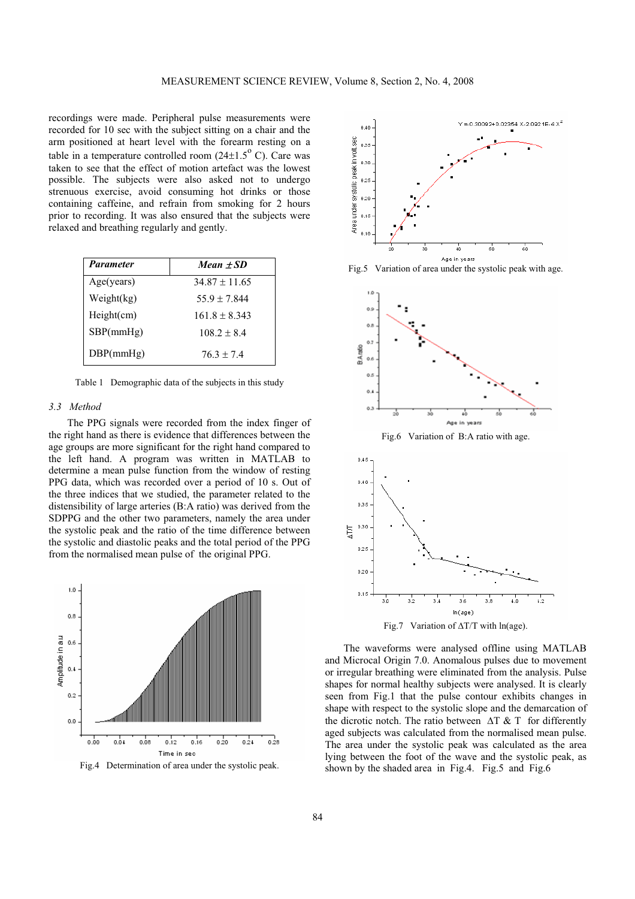recordings were made. Peripheral pulse measurements were recorded for 10 sec with the subject sitting on a chair and the arm positioned at heart level with the forearm resting on a table in a temperature controlled room (24±1.5$^{o}$ C). Care was taken to see that the effect of motion artefact was the lowest possible. The subjects were also asked not to undergo strenuous exercise, avoid consuming hot drinks or those containing caffeine, and refrain from smoking for 2 hours prior to recording. It was also ensured that the subjects were relaxed and breathing regularly and gently.

| ***Parameter*** | ***Mean ± SD*** |
|---|---|
| Age(years) | 34.87 ± 11.65 |
| Weight(kg) | 55.9 ± 7.844 |
| Height(cm) | 161.8 ± 8.343 |
| SBP(mmHg) | 108.2 ± 8.4 |
| DBP(mmHg) | 76.3 ± 7.4 |

Table 1 Demographic data of the subjects in this study

### *3.3 Method*

The PPG signals were recorded from the index finger of the right hand as there is evidence that differences between the age groups are more significant for the right hand compared to the left hand. A program was written in MATLAB to determine a mean pulse function from the window of resting PPG data, which was recorded over a period of 10 s. Out of the three indices that we studied, the parameter related to the distensibility of large arteries (B:A ratio) was derived from the SDPPG and the other two parameters, namely the area under the systolic peak and the ratio of the time difference between the systolic and diastolic peaks and the total period of the PPG from the normalised mean pulse of the original PPG.

Fig.4 Determination of area under the systolic peak.

Fig.5 Variation of area under the systolic peak with age.

Fig.6 Variation of B:A ratio with age.

Fig.7 Variation of ΔT/T with ln(age).

The waveforms were analysed offline using MATLAB and Microcal Origin 7.0. Anomalous pulses due to movement or irregular breathing were eliminated from the analysis. Pulse shapes for normal healthy subjects were analysed. It is clearly seen from Fig.1 that the pulse contour exhibits changes in shape with respect to the systolic slope and the demarcation of the dicrotic notch. The ratio between ΔT & T for differently aged subjects was calculated from the normalised mean pulse. The area under the systolic peak was calculated as the area lying between the foot of the wave and the systolic peak, as shown by the shaded area in Fig.4. Fig.5 and Fig.6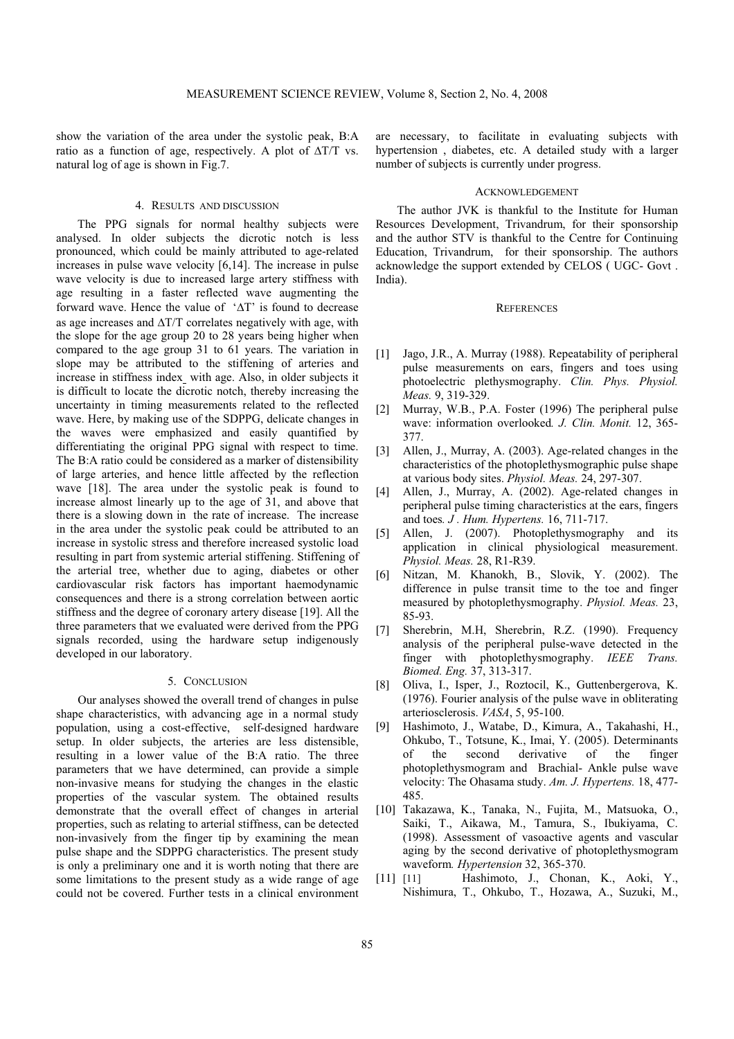show the variation of the area under the systolic peak, B:A ratio as a function of age, respectively. A plot of ΔT/T vs. natural log of age is shown in Fig.7.

## 4. RESULTS AND DISCUSSION

The PPG signals for normal healthy subjects were analysed. In older subjects the dicrotic notch is less pronounced, which could be mainly attributed to age-related increases in pulse wave velocity [6,14]. The increase in pulse wave velocity is due to increased large artery stiffness with age resulting in a faster reflected wave augmenting the forward wave. Hence the value of 'ΔT' is found to decrease as age increases and ΔT/T correlates negatively with age, with the slope for the age group 20 to 28 years being higher when compared to the age group 31 to 61 years. The variation in slope may be attributed to the stiffening of arteries and increase in stiffness index with age. Also, in older subjects it is difficult to locate the dicrotic notch, thereby increasing the uncertainty in timing measurements related to the reflected wave. Here, by making use of the SDPPG, delicate changes in the waves were emphasized and easily quantified by differentiating the original PPG signal with respect to time. The B:A ratio could be considered as a marker of distensibility of large arteries, and hence little affected by the reflection wave [18]. The area under the systolic peak is found to increase almost linearly up to the age of 31, and above that there is a slowing down in the rate of increase. The increase in the area under the systolic peak could be attributed to an increase in systolic stress and therefore increased systolic load resulting in part from systemic arterial stiffening. Stiffening of the arterial tree, whether due to aging, diabetes or other cardiovascular risk factors has important haemodynamic consequences and there is a strong correlation between aortic stiffness and the degree of coronary artery disease [19]. All the three parameters that we evaluated were derived from the PPG signals recorded, using the hardware setup indigenously developed in our laboratory.

## 5. CONCLUSION

Our analyses showed the overall trend of changes in pulse shape characteristics, with advancing age in a normal study population, using a cost-effective, self-designed hardware setup. In older subjects, the arteries are less distensible, resulting in a lower value of the B:A ratio. The three parameters that we have determined, can provide a simple non-invasive means for studying the changes in the elastic properties of the vascular system. The obtained results demonstrate that the overall effect of changes in arterial properties, such as relating to arterial stiffness, can be detected non-invasively from the finger tip by examining the mean pulse shape and the SDPPG characteristics. The present study is only a preliminary one and it is worth noting that there are some limitations to the present study as a wide range of age could not be covered. Further tests in a clinical environment are necessary, to facilitate in evaluating subjects with hypertension , diabetes, etc. A detailed study with a larger number of subjects is currently under progress.

## ACKNOWLEDGEMENT

The author JVK is thankful to the Institute for Human Resources Development, Trivandrum, for their sponsorship and the author STV is thankful to the Centre for Continuing Education, Trivandrum, for their sponsorship. The authors acknowledge the support extended by CELOS ( UGC- Govt . India).

## REFERENCES

[1] Jago, J.R., A. Murray (1988). Repeatability of peripheral pulse measurements on ears, fingers and toes using photoelectric plethysmography. *Clin. Phys. Physiol. Meas.* 9, 319-329.

[2] Murray, W.B., P.A. Foster (1996) The peripheral pulse wave: information overlooked*. J. Clin. Monit.* 12, 365-377.

[3] Allen, J., Murray, A. (2003). Age-related changes in the characteristics of the photoplethysmographic pulse shape at various body sites. *Physiol. Meas.* 24, 297-307.

[4] Allen, J., Murray, A. (2002). Age-related changes in peripheral pulse timing characteristics at the ears, fingers and toes*. J . Hum. Hypertens.* 16, 711-717.

[5] Allen, J. (2007). Photoplethysmography and its application in clinical physiological measurement. *Physiol. Meas.* 28, R1-R39.

[6] Nitzan, M. Khanokh, B., Slovik, Y. (2002). The difference in pulse transit time to the toe and finger measured by photoplethysmography. *Physiol. Meas.* 23, 85-93.

[7] Sherebrin, M.H, Sherebrin, R.Z. (1990). Frequency analysis of the peripheral pulse-wave detected in the finger with photoplethysmography. *IEEE Trans. Biomed. Eng.* 37, 313-317.

[8] Oliva, I., Isper, J., Roztocil, K., Guttenbergerova, K. (1976). Fourier analysis of the pulse wave in obliterating arteriosclerosis. *VASA*, 5, 95-100.

[9] Hashimoto, J., Watabe, D., Kimura, A., Takahashi, H., Ohkubo, T., Totsune, K., Imai, Y. (2005). Determinants of the second derivative of the finger photoplethysmogram and Brachial- Ankle pulse wave velocity: The Ohasama study. *Am. J. Hypertens.* 18, 477-485.

[10] Takazawa, K., Tanaka, N., Fujita, M., Matsuoka, O., Saiki, T., Aikawa, M., Tamura, S., Ibukiyama, C. (1998). Assessment of vasoactive agents and vascular aging by the second derivative of photoplethysmogram waveform*. Hypertension* 32, 365-370.

[11] [11] Hashimoto, J., Chonan, K., Aoki, Y., Nishimura, T., Ohkubo, T., Hozawa, A., Suzuki, M.,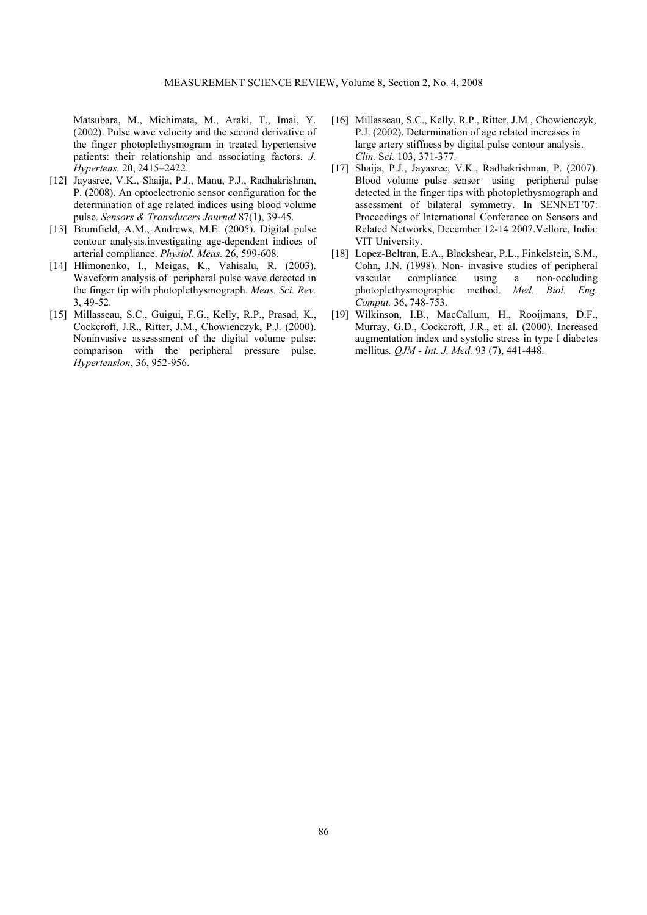Matsubara, M., Michimata, M., Araki, T., Imai, Y. (2002). Pulse wave velocity and the second derivative of the finger photoplethysmogram in treated hypertensive patients: their relationship and associating factors. *J. Hypertens.* 20, 2415–2422.

[12] Jayasree, V.K., Shaija, P.J., Manu, P.J., Radhakrishnan, P. (2008). An optoelectronic sensor configuration for the determination of age related indices using blood volume pulse. *Sensors & Transducers Journal* 87(1), 39-45.

[13] Brumfield, A.M., Andrews, M.E. (2005). Digital pulse contour analysis.investigating age-dependent indices of arterial compliance. *Physiol. Meas.* 26, 599-608.

[14] Hlimonenko, I., Meigas, K., Vahisalu, R. (2003). Waveform analysis of peripheral pulse wave detected in the finger tip with photoplethysmograph. *Meas. Sci. Rev.* 3, 49-52.

[15] Millasseau, S.C., Guigui, F.G., Kelly, R.P., Prasad, K., Cockcroft, J.R., Ritter, J.M., Chowienczyk, P.J. (2000). Noninvasive assesssment of the digital volume pulse: comparison with the peripheral pressure pulse. *Hypertension*, 36, 952-956.

[16] Millasseau, S.C., Kelly, R.P., Ritter, J.M., Chowienczyk, P.J. (2002). Determination of age related increases in large artery stiffness by digital pulse contour analysis. *Clin. Sci.* 103, 371-377.

[17] Shaija, P.J., Jayasree, V.K., Radhakrishnan, P. (2007). Blood volume pulse sensor using peripheral pulse detected in the finger tips with photoplethysmograph and assessment of bilateral symmetry. In SENNET'07: Proceedings of International Conference on Sensors and Related Networks, December 12-14 2007.Vellore, India: VIT University.

[18] Lopez-Beltran, E.A., Blackshear, P.L., Finkelstein, S.M., Cohn, J.N. (1998). Non- invasive studies of peripheral vascular compliance using a non-occluding photoplethysmographic method. *Med. Biol. Eng. Comput.* 36, 748-753.

[19] Wilkinson, I.B., MacCallum, H., Rooijmans, D.F., Murray, G.D., Cockcroft, J.R., et. al. (2000). Increased augmentation index and systolic stress in type I diabetes mellitus. *QJM - Int. J. Med.* 93 (7), 441-448.